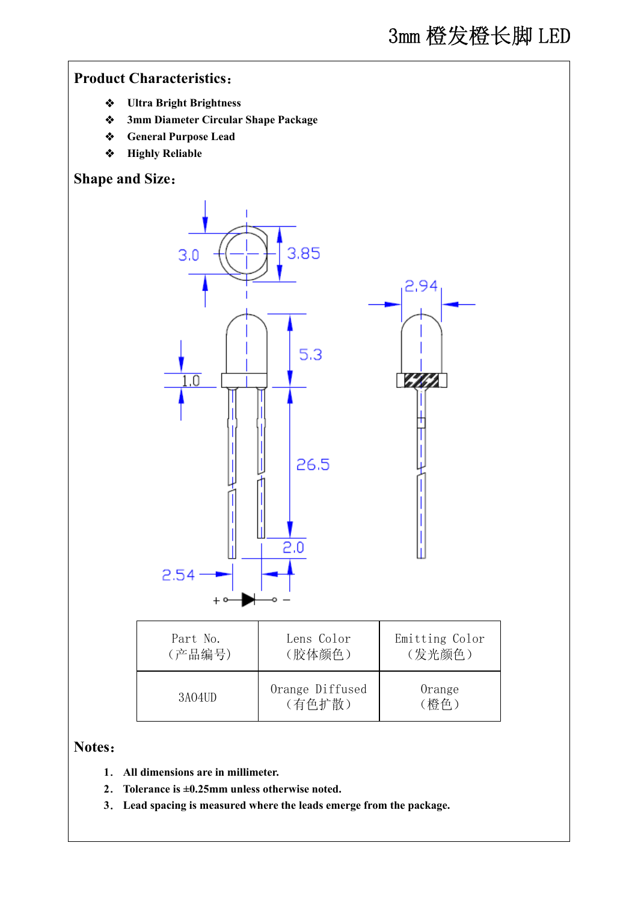# 3mm 橙发橙长脚 LED

## Product Characteristics：

- **Ultra Bright Brightness**
- **3mm Diameter Circular Shape Package**
- **General Purpose Lead**
- **Highly Reliable**

## Shape and Size：

| Part No.（产品编号） | Lens Color（胶体颜色） | Emitting Color（发光颜色） |
|---|---|---|
| 3A04UD | Orange Diffused（有色扩散） | Orange（橙色） |

## Notes：

1. **All dimensions are in millimeter.**
2. **Tolerance is ±0.25mm unless otherwise noted.**
3. **Lead spacing is measured where the leads emerge from the package.**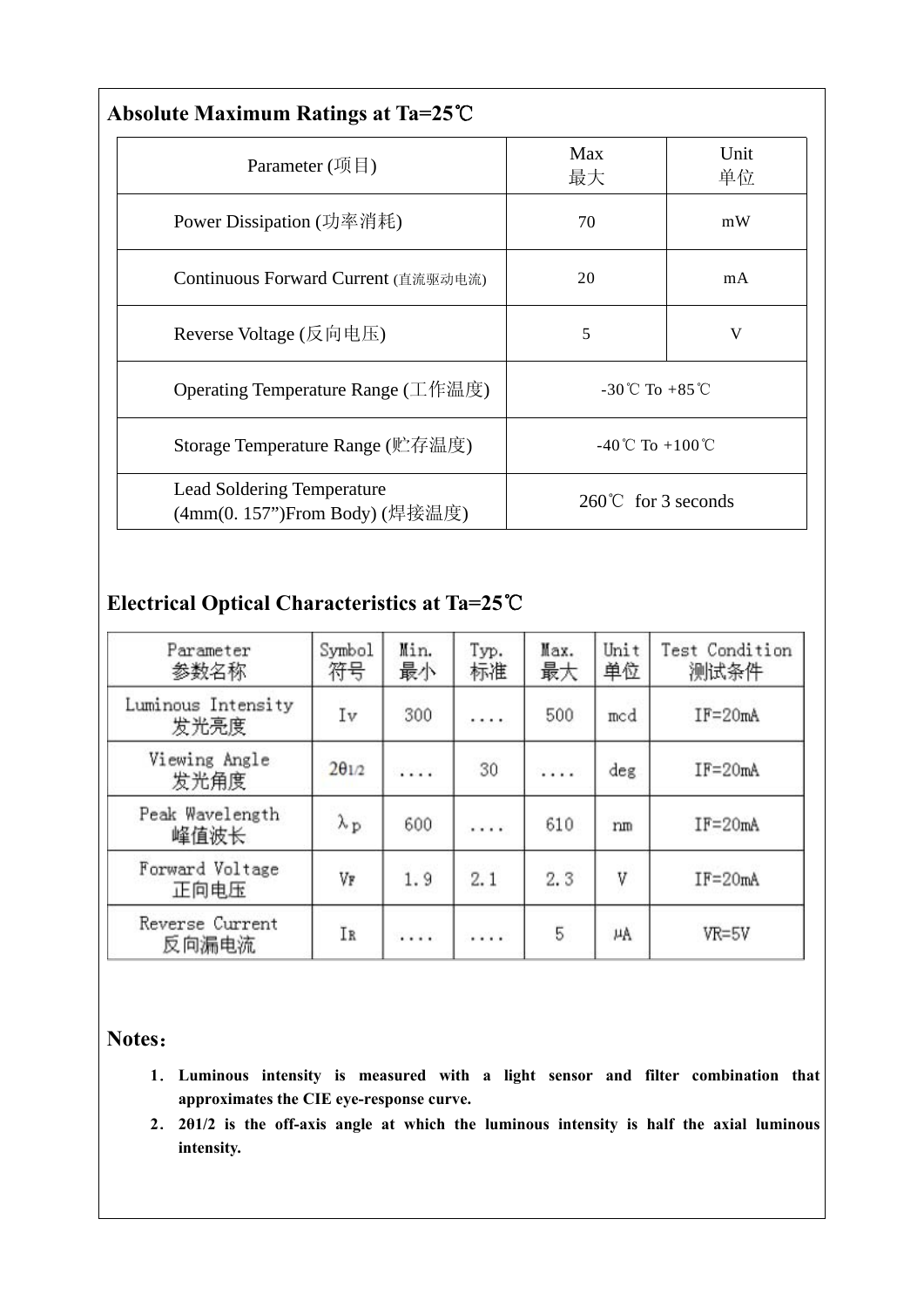## Absolute Maximum Ratings at Ta=25℃

| Parameter (项目) | Max 最大 | Unit 单位 |
|---|---|---|
| Power Dissipation (功率消耗) | 70 | mW |
| Continuous Forward Current (直流驱动电流) | 20 | mA |
| Reverse Voltage (反向电压) | 5 | V |
| Operating Temperature Range (工作温度) | -30℃ To +85℃ | |
| Storage Temperature Range (贮存温度) | -40℃ To +100℃ | |
| Lead Soldering Temperature (4mm(0. 157")From Body) (焊接温度) | 260℃ for 3 seconds | |

## Electrical Optical Characteristics at Ta=25℃

| Parameter 参数名称 | Symbol 符号 | Min. 最小 | Typ. 标准 | Max. 最大 | Unit 单位 | Test Condition 测试条件 |
|---|---|---|---|---|---|---|
| Luminous Intensity 发光亮度 | Iv | 300 | .... | 500 | mcd | IF=20mA |
| Viewing Angle 发光角度 | $2\theta_{1/2}$ | .... | 30 | .... | deg | IF=20mA |
| Peak Wavelength 峰值波长 | $\lambda_p$ | 600 | .... | 610 | nm | IF=20mA |
| Forward Voltage 正向电压 | $V_F$ | 1.9 | 2.1 | 2.3 | V | IF=20mA |
| Reverse Current 反向漏电流 | $I_R$ | .... | .... | 5 | μA | VR=5V |

**Notes：**

1. **Luminous intensity is measured with a light sensor and filter combination that approximates the CIE eye-response curve.**
2. **$2\theta_{1/2}$ is the off-axis angle at which the luminous intensity is half the axial luminous intensity.**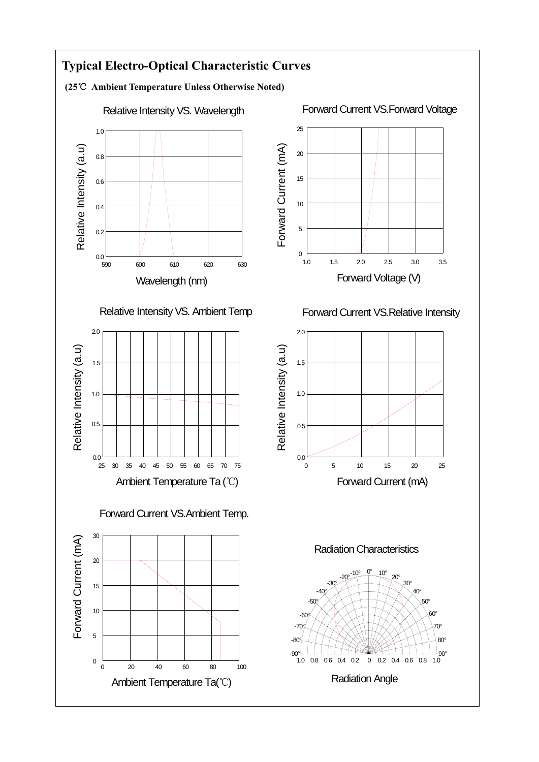# Typical Electro-Optical Characteristic Curves

**(25℃ Ambient Temperature Unless Otherwise Noted)**

Relative Intensity VS. Wavelength

Relative Intensity (a.u)

1.0
0.8
0.6
0.4
0.2
0.0

590 600 610 620 630

Wavelength (nm)

Forward Current VS.Forward Voltage

Forward Current (mA)

25
20
15
10
5
0

1.0 1.5 2.0 2.5 3.0 3.5

Forward Voltage (V)

Relative Intensity VS. Ambient Temp

Relative Intensity (a.u)

2.0
1.5
1.0
0.5
0.0

25 30 35 40 45 50 55 60 65 70 75

Ambient Temperature Ta (℃)

Forward Current VS.Relative Intensity

Relative Intensity (a.u)

2.0
1.5
1.0
0.5
0.0

0 5 10 15 20 25

Forward Current (mA)

Forward Current VS.Ambient Temp.

Forward Current (mA)

30
20
15
10
5
0

0 20 40 60 80 100

Ambient Temperature Ta(℃)

Radiation Characteristics

0° 10° 20° 30° 40° 50° 60° 70° 80° 90°

-10° -20° -30° -40° -50° -60° -70° -80° -90°

1.0 0.8 0.6 0.4 0.2 0 0.2 0.4 0.6 0.8 1.0

Radiation Angle